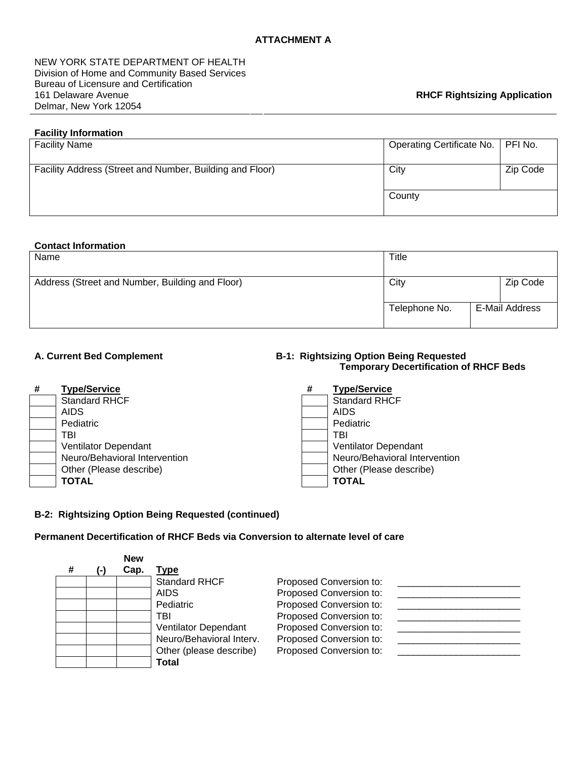**ATTACHMENT A**

NEW YORK STATE DEPARTMENT OF HEALTH
Division of Home and Community Based Services
Bureau of Licensure and Certification
161 Delaware Avenue
Delmar, New York 12054

**RHCF Rightsizing Application**

**Facility Information**

| Facility Name | Operating Certificate No. | PFI No. |
|---|---|---|
| Facility Address (Street and Number, Building and Floor) | City | Zip Code |
| | County | |

**Contact Information**

| Name | Title | |
|---|---|---|
| Address (Street and Number, Building and Floor) | City | Zip Code |
| | Telephone No. | E-Mail Address |

**A. Current Bed Complement**

| # | Type/Service |
|---|---|
| | Standard RHCF |
| | AIDS |
| | Pediatric |
| | TBI |
| | Ventilator Dependant |
| | Neuro/Behavioral Intervention |
| | Other (Please describe) |
| | **TOTAL** |

**B-1: Rightsizing Option Being Requested**
**Temporary Decertification of RHCF Beds**

| # | Type/Service |
|---|---|
| | Standard RHCF |
| | AIDS |
| | Pediatric |
| | TBI |
| | Ventilator Dependant |
| | Neuro/Behavioral Intervention |
| | Other (Please describe) |
| | **TOTAL** |

**B-2: Rightsizing Option Being Requested (continued)**

**Permanent Decertification of RHCF Beds via Conversion to alternate level of care**

| # | (-) | New Cap. | Type | | |
|---|---|---|---|---|---|
| | | | Standard RHCF | Proposed Conversion to: | ______________________ |
| | | | AIDS | Proposed Conversion to: | ______________________ |
| | | | Pediatric | Proposed Conversion to: | ______________________ |
| | | | TBI | Proposed Conversion to: | ______________________ |
| | | | Ventilator Dependant | Proposed Conversion to: | ______________________ |
| | | | Neuro/Behavioral Interv. | Proposed Conversion to: | ______________________ |
| | | | Other (please describe) | Proposed Conversion to: | ______________________ |
| | | | **Total** | | |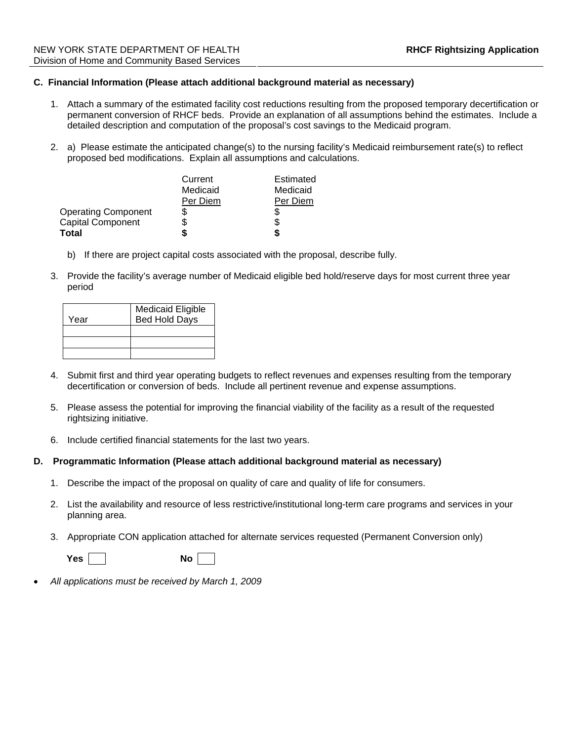### C. Financial Information (Please attach additional background material as necessary)

1. Attach a summary of the estimated facility cost reductions resulting from the proposed temporary decertification or permanent conversion of RHCF beds. Provide an explanation of all assumptions behind the estimates. Include a detailed description and computation of the proposal's cost savings to the Medicaid program.

2. a) Please estimate the anticipated change(s) to the nursing facility's Medicaid reimbursement rate(s) to reflect proposed bed modifications. Explain all assumptions and calculations.

| | Current Medicaid Per Diem | Estimated Medicaid Per Diem |
|---|---|---|
| Operating Component | $ | $ |
| Capital Component | $ | $ |
| **Total** | **$** | **$** |

   b) If there are project capital costs associated with the proposal, describe fully.

3. Provide the facility's average number of Medicaid eligible bed hold/reserve days for most current three year period

| Year | Medicaid Eligible Bed Hold Days |
|---|---|
| | |
| | |
| | |

4. Submit first and third year operating budgets to reflect revenues and expenses resulting from the temporary decertification or conversion of beds. Include all pertinent revenue and expense assumptions.

5. Please assess the potential for improving the financial viability of the facility as a result of the requested rightsizing initiative.

6. Include certified financial statements for the last two years.

### D. Programmatic Information (Please attach additional background material as necessary)

1. Describe the impact of the proposal on quality of care and quality of life for consumers.

2. List the availability and resource of less restrictive/institutional long-term care programs and services in your planning area.

3. Appropriate CON application attached for alternate services requested (Permanent Conversion only)

   **Yes** ☐ **No** ☐

- *All applications must be received by March 1, 2009*